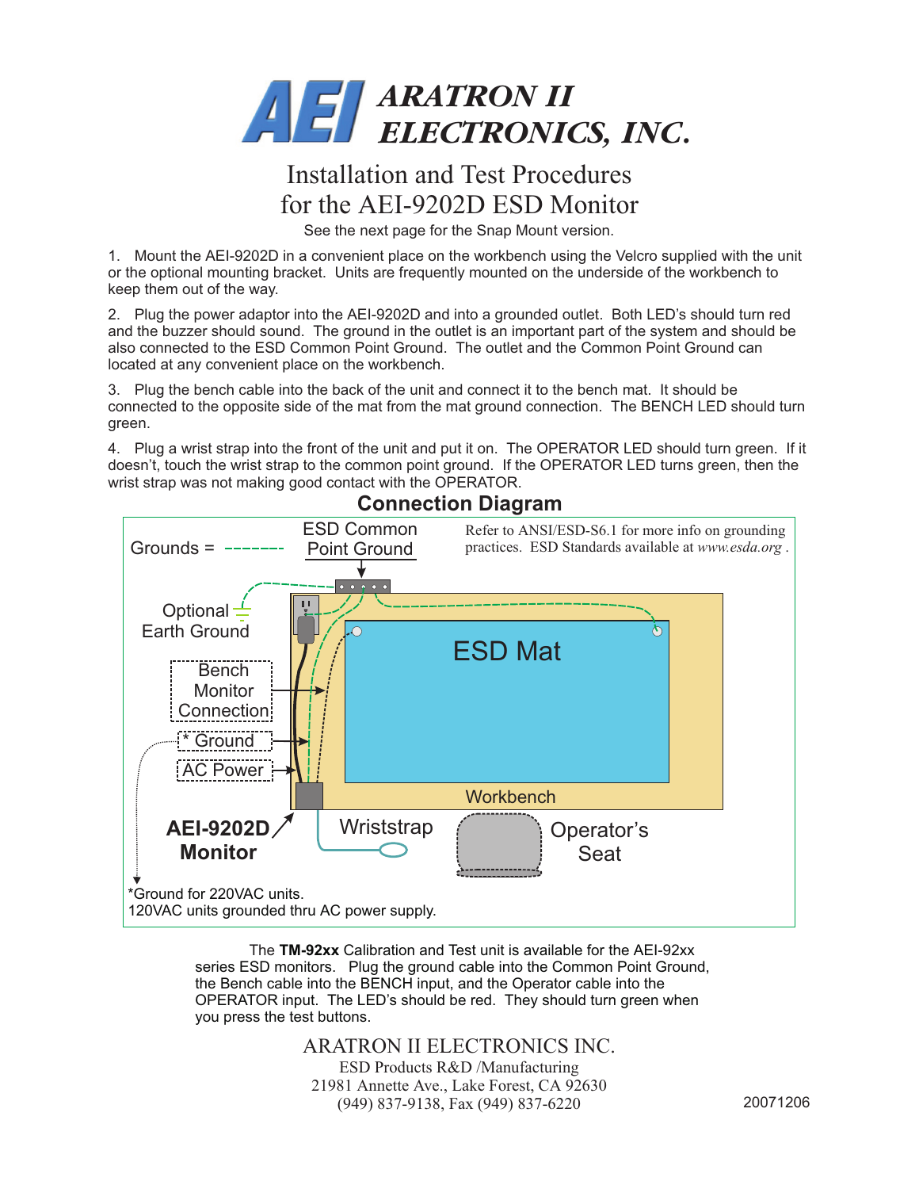# ARATRON II ELECTRONICS, INC.

## Installation and Test Procedures for the AEI-9202D ESD Monitor

See the next page for the Snap Mount version.

1. Mount the AEI-9202D in a convenient place on the workbench using the Velcro supplied with the unit or the optional mounting bracket. Units are frequently mounted on the underside of the workbench to keep them out of the way.

2. Plug the power adaptor into the AEI-9202D and into a grounded outlet. Both LED's should turn red and the buzzer should sound. The ground in the outlet is an important part of the system and should be also connected to the ESD Common Point Ground. The outlet and the Common Point Ground can located at any convenient place on the workbench.

3. Plug the bench cable into the back of the unit and connect it to the bench mat. It should be connected to the opposite side of the mat from the mat ground connection. The BENCH LED should turn green.

4. Plug a wrist strap into the front of the unit and put it on. The OPERATOR LED should turn green. If it doesn't, touch the wrist strap to the common point ground. If the OPERATOR LED turns green, then the wrist strap was not making good contact with the OPERATOR.

### Connection Diagram

Grounds = -------

ESD Common Point Ground

Refer to ANSI/ESD-S6.1 for more info on grounding practices. ESD Standards available at *www.esda.org* .

Optional Earth Ground

Bench Monitor Connection

\* Ground

AC Power

ESD Mat

Workbench

**AEI-9202D Monitor**

Wriststrap

Operator's Seat

\*Ground for 220VAC units.
120VAC units grounded thru AC power supply.

The **TM-92xx** Calibration and Test unit is available for the AEI-92xx series ESD monitors. Plug the ground cable into the Common Point Ground, the Bench cable into the BENCH input, and the Operator cable into the OPERATOR input. The LED's should be red. They should turn green when you press the test buttons.

ARATRON II ELECTRONICS INC.
ESD Products R&D /Manufacturing
21981 Annette Ave., Lake Forest, CA 92630
(949) 837-9138, Fax (949) 837-6220

20071206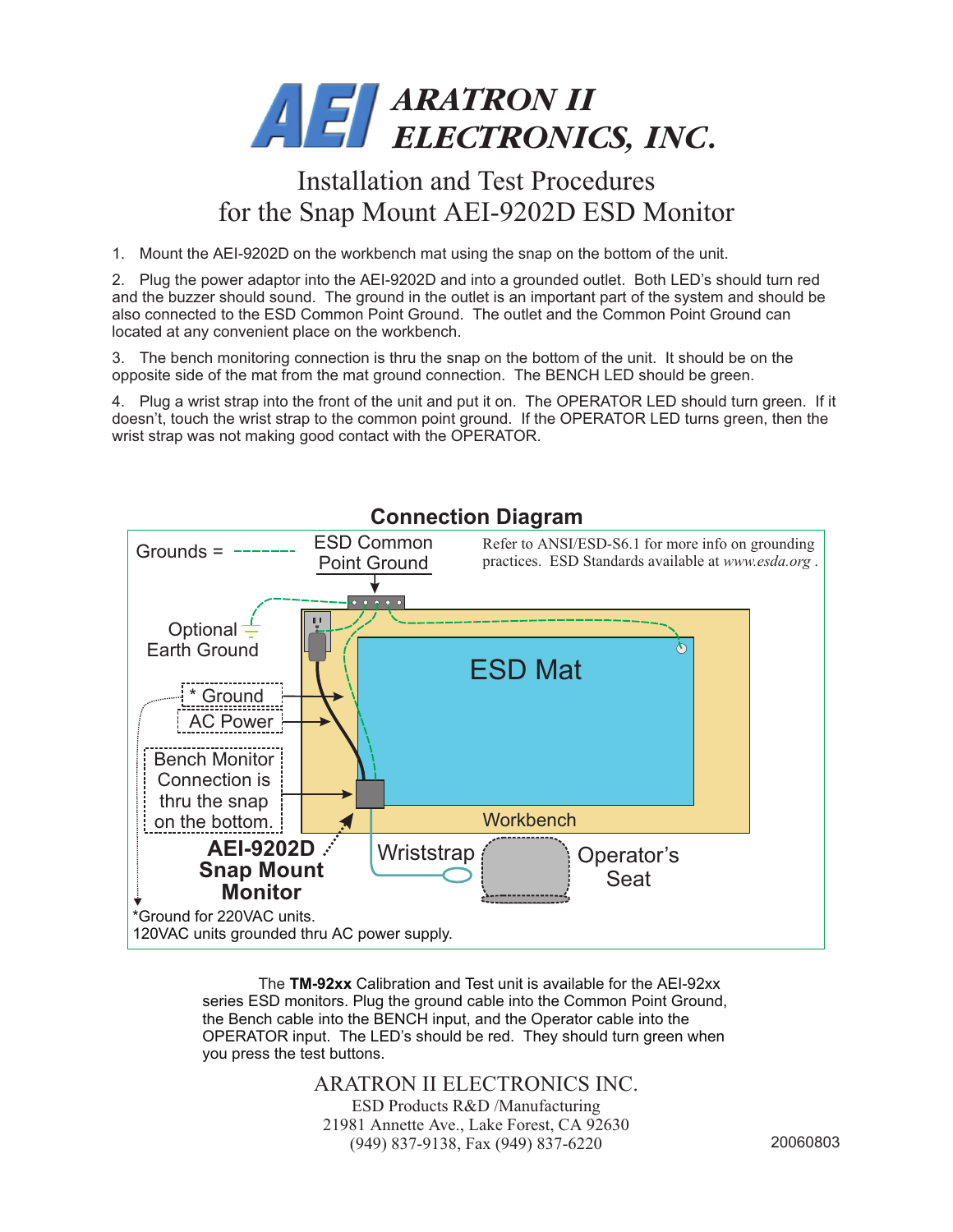# AEI ARATRON II ELECTRONICS, INC.

## Installation and Test Procedures for the Snap Mount AEI-9202D ESD Monitor

1. Mount the AEI-9202D on the workbench mat using the snap on the bottom of the unit.

2. Plug the power adaptor into the AEI-9202D and into a grounded outlet. Both LED's should turn red and the buzzer should sound. The ground in the outlet is an important part of the system and should be also connected to the ESD Common Point Ground. The outlet and the Common Point Ground can located at any convenient place on the workbench.

3. The bench monitoring connection is thru the snap on the bottom of the unit. It should be on the opposite side of the mat from the mat ground connection. The BENCH LED should be green.

4. Plug a wrist strap into the front of the unit and put it on. The OPERATOR LED should turn green. If it doesn't, touch the wrist strap to the common point ground. If the OPERATOR LED turns green, then the wrist strap was not making good contact with the OPERATOR.

### Connection Diagram

Grounds = - - - - - - -

ESD Common Point Ground

Refer to ANSI/ESD-S6.1 for more info on grounding practices. ESD Standards available at *www.esda.org* .

Optional Earth Ground

\* Ground

AC Power

Bench Monitor Connection is thru the snap on the bottom.

ESD Mat

Workbench

**AEI-9202D Snap Mount Monitor**

Wriststrap

Operator's Seat

\*Ground for 220VAC units.
120VAC units grounded thru AC power supply.

The **TM-92xx** Calibration and Test unit is available for the AEI-92xx series ESD monitors. Plug the ground cable into the Common Point Ground, the Bench cable into the BENCH input, and the Operator cable into the OPERATOR input. The LED's should be red. They should turn green when you press the test buttons.

ARATRON II ELECTRONICS INC.
ESD Products R&D /Manufacturing
21981 Annette Ave., Lake Forest, CA 92630
(949) 837-9138, Fax (949) 837-6220

20060803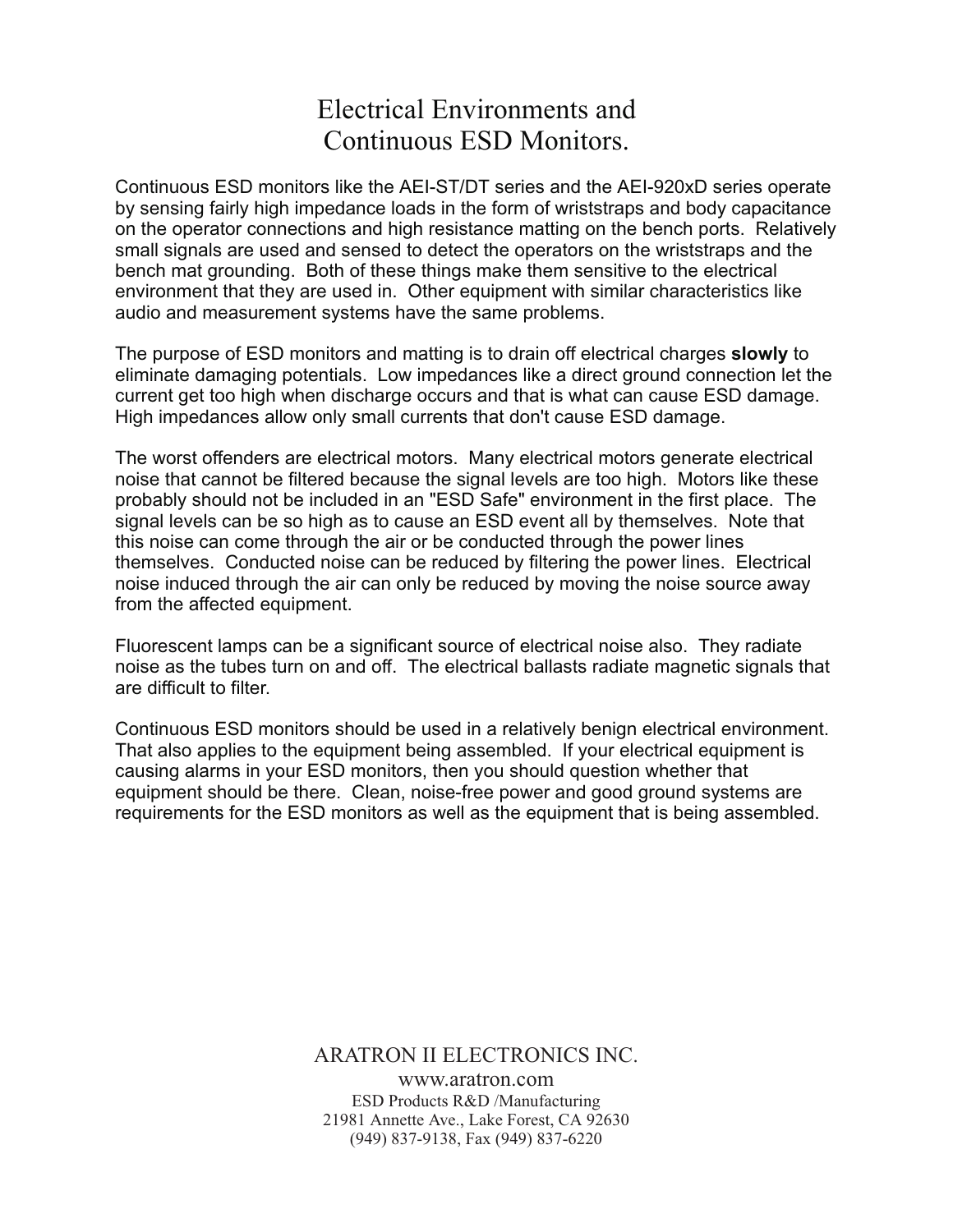# Electrical Environments and Continuous ESD Monitors.

Continuous ESD monitors like the AEI-ST/DT series and the AEI-920xD series operate by sensing fairly high impedance loads in the form of wriststraps and body capacitance on the operator connections and high resistance matting on the bench ports. Relatively small signals are used and sensed to detect the operators on the wriststraps and the bench mat grounding. Both of these things make them sensitive to the electrical environment that they are used in. Other equipment with similar characteristics like audio and measurement systems have the same problems.

The purpose of ESD monitors and matting is to drain off electrical charges **slowly** to eliminate damaging potentials. Low impedances like a direct ground connection let the current get too high when discharge occurs and that is what can cause ESD damage. High impedances allow only small currents that don't cause ESD damage.

The worst offenders are electrical motors. Many electrical motors generate electrical noise that cannot be filtered because the signal levels are too high. Motors like these probably should not be included in an "ESD Safe" environment in the first place. The signal levels can be so high as to cause an ESD event all by themselves. Note that this noise can come through the air or be conducted through the power lines themselves. Conducted noise can be reduced by filtering the power lines. Electrical noise induced through the air can only be reduced by moving the noise source away from the affected equipment.

Fluorescent lamps can be a significant source of electrical noise also. They radiate noise as the tubes turn on and off. The electrical ballasts radiate magnetic signals that are difficult to filter.

Continuous ESD monitors should be used in a relatively benign electrical environment. That also applies to the equipment being assembled. If your electrical equipment is causing alarms in your ESD monitors, then you should question whether that equipment should be there. Clean, noise-free power and good ground systems are requirements for the ESD monitors as well as the equipment that is being assembled.

ARATRON II ELECTRONICS INC.
www.aratron.com
ESD Products R&D /Manufacturing
21981 Annette Ave., Lake Forest, CA 92630
(949) 837-9138, Fax (949) 837-6220